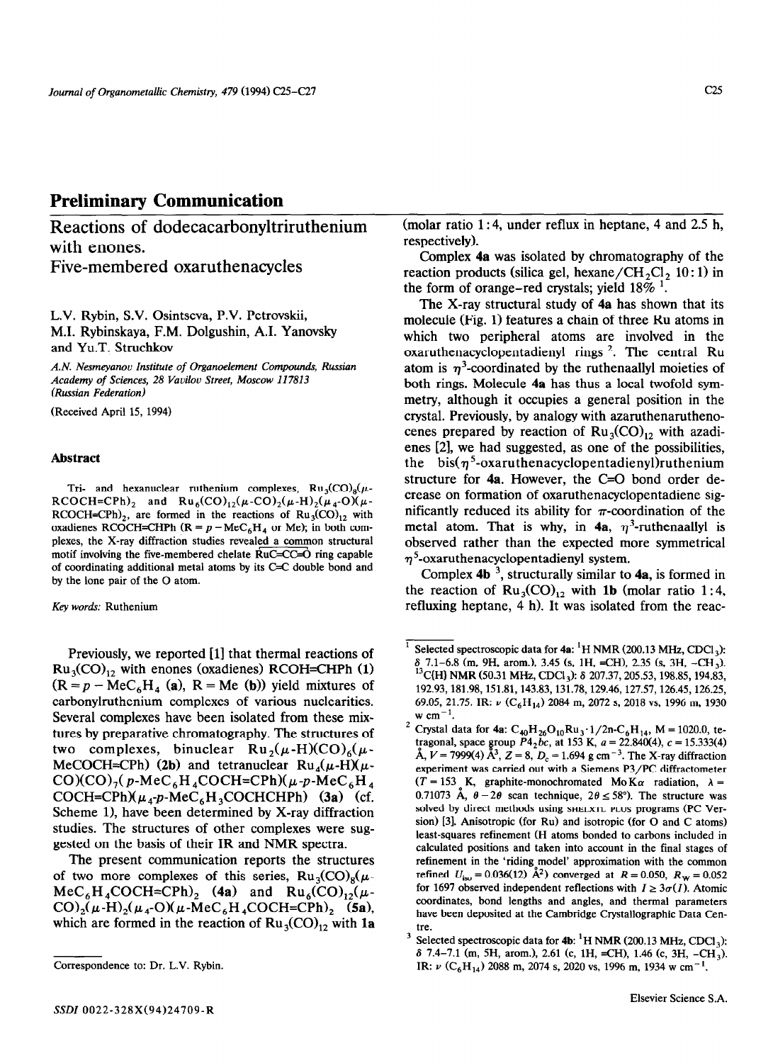## Preliminary Communication

# Reactions of dodecacarbonyltriruthenium with enones. Five-membered oxaruthenacycles

L.V. Rybin, S.V. Osintseva, P.V. Petrovskii, M.I. Rybinskaya, F.M. Dolgushin, A.I. Yanovsky and Yu.T. Struchkov

*A.N. Nesmeyanov Institute of Organoelement Compounds, Russian Academy of Sciences, 28 Vavilov Street, Moscow 117813 (Russian Federation)*

(Received April 15, 1994)

### Abstract

Tri- and hexanuclear ruthenium complexes, $Ru_3(CO)_8(\mu$-$RCOCH{=}CPh)_2$ and $Ru_6(CO)_{12}(\mu$-$CO)_2(\mu$-$H)_2(\mu_4$-$O)(\mu$-$RCOCH{=}CPh)_2$, are formed in the reactions of $Ru_3(CO)_{12}$ with oxadienes RCOCH=CHPh (R = $p$-$MeC_6H_4$ or Me); in both complexes, the X-ray diffraction studies revealed a common structural motif involving the five-membered chelate $\overline{RuC{=}CC{=}O}$ ring capable of coordinating additional metal atoms by its C=C double bond and by the lone pair of the O atom.

*Key words:* Ruthenium

Previously, we reported [1] that thermal reactions of $Ru_3(CO)_{12}$ with enones (oxadienes) RCOH=CHPh (**1**) (R = $p$ − $MeC_6H_4$ (**a**), R = Me (**b**)) yield mixtures of carbonylruthenium complexes of various nuclearities. Several complexes have been isolated from these mixtures by preparative chromatography. The structures of two complexes, binuclear $Ru_2(\mu$-$H)(CO)_6(\mu$-$MeCOCH{=}CPh)$ (**2b**) and tetranuclear $Ru_4(\mu$-$H)(\mu$-$CO)(CO)_7(p$-$MeC_6H_4COCH{=}CPh)(\mu$-$p$-$MeC_6H_4COCH{=}CPh)(\mu_4$-$p$-$MeC_6H_3COCHCHPh)$ (**3a**) (cf. Scheme 1), have been determined by X-ray diffraction studies. The structures of other complexes were suggested on the basis of their IR and NMR spectra.

The present communication reports the structures of two more complexes of this series, $Ru_3(CO)_8(\mu$-$MeC_6H_4COCH{=}CPh)_2$ (**4a**) and $Ru_6(CO)_{12}(\mu$-$CO)_2(\mu$-$H)_2(\mu_4$-$O)(\mu$-$MeC_6H_4COCH{=}CPh)_2$ (**5a**), which are formed in the reaction of $Ru_3(CO)_{12}$ with **1a** (molar ratio 1 : 4, under reflux in heptane, 4 and 2.5 h, respectively).

Complex **4a** was isolated by chromatography of the reaction products (silica gel, hexane/$CH_2Cl_2$ 10 : 1) in the form of orange-red crystals; yield 18% [1].

The X-ray structural study of **4a** has shown that its molecule (Fig. 1) features a chain of three Ru atoms in which two peripheral atoms are involved in the oxaruthenacyclopentadienyl rings [2]. The central Ru atom is $\eta^3$-coordinated by the ruthenaallyl moieties of both rings. Molecule **4a** has thus a local twofold symmetry, although it occupies a general position in the crystal. Previously, by analogy with azaruthenarutheno-cenes prepared by reaction of $Ru_3(CO)_{12}$ with azadienes [2], we had suggested, as one of the possibilities, the bis($\eta^5$-oxaruthenacyclopentadienyl)ruthenium structure for **4a**. However, the C=O bond order decrease on formation of oxaruthenacyclopentadiene significantly reduced its ability for $\pi$-coordination of the metal atom. That is why, in **4a**, $\eta^3$-ruthenaallyl is observed rather than the expected more symmetrical $\eta^5$-oxaruthenacyclopentadienyl system.

Complex **4b** [3], structurally similar to **4a**, is formed in the reaction of $Ru_3(CO)_{12}$ with **1b** (molar ratio 1 : 4, refluxing heptane, 4 h). It was isolated from the reac-

---

[1] Selected spectroscopic data for **4a**: $^1H$ NMR (200.13 MHz, $CDCl_3$): δ 7.1–6.8 (m, 9H, arom.), 3.45 (s, 1H, =CH), 2.35 (s, 3H, $-CH_3$). $^{13}C\{H\}$ NMR (50.31 MHz, $CDCl_3$): δ 207.37, 205.53, 198.85, 194.83, 192.93, 181.98, 151.81, 143.83, 131.78, 129.46, 127.57, 126.45, 126.25, 69.05, 21.75. IR: ν ($C_6H_{14}$) 2084 m, 2072 s, 2018 vs, 1996 m, 1930 w $cm^{-1}$.

[2] Crystal data for **4a**: $C_{40}H_{26}O_{10}Ru_3 \cdot 1/2n$-$C_6H_{14}$, M = 1020.0, tetragonal, space group $P4_2bc$, at 153 K, $a$ = 22.840(4), $c$ = 15.333(4) Å, $V$ = 7999(4) $Å^3$, $Z$ = 8, $D_c$ = 1.694 g $cm^{-3}$. The X-ray diffraction experiment was carried out with a Siemens P3/PC diffractometer ($T$ = 153 K, graphite-monochromated Mo $K\alpha$ radiation, $\lambda$ = 0.71073 Å, $\theta - 2\theta$ scan technique, $2\theta \leq 58°$). The structure was solved by direct methods using SHELXTL PLUS programs (PC Version) [3]. Anisotropic (for Ru) and isotropic (for O and C atoms) least-squares refinement (H atoms bonded to carbons included in calculated positions and taken into account in the final stages of refinement in the 'riding model' approximation with the common refined $U_{iso}$ = 0.036(12) $Å^2$) converged at $R$ = 0.050, $R_w$ = 0.052 for 1697 observed independent reflections with $I \geq 3\sigma(I)$. Atomic coordinates, bond lengths and angles, and thermal parameters have been deposited at the Cambridge Crystallographic Data Centre.

[3] Selected spectroscopic data for **4b**: $^1H$ NMR (200.13 MHz, $CDCl_3$): δ 7.4–7.1 (m, 5H, arom.), 2.61 (c, 1H, =CH), 1.46 (c, 3H, $-CH_3$). IR: ν ($C_6H_{14}$) 2088 m, 2074 s, 2020 vs, 1996 m, 1934 w $cm^{-1}$.

Correspondence to: Dr. L.V. Rybin.

SSDI 0022-328X(94)24709-R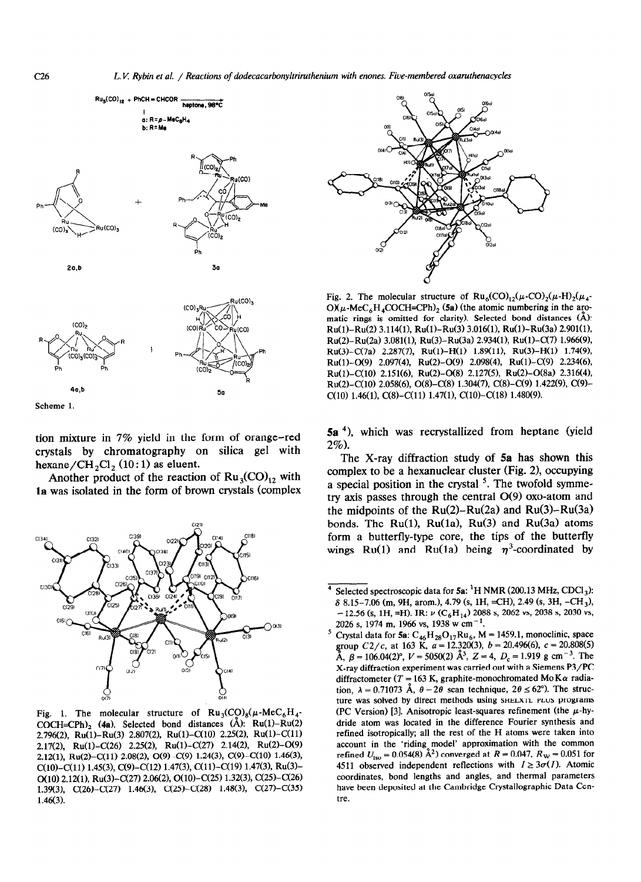Scheme 1.

tion mixture in 7% yield in the form of orange-red crystals by chromatography on silica gel with hexane/$CH_2Cl_2$ (10 : 1) as eluent.

Another product of the reaction of $Ru_3(CO)_{12}$ with **1a** was isolated in the form of brown crystals (complex **5a** [4]), which was recrystallized from heptane (yield 2%).

The X-ray diffraction study of **5a** has shown this complex to be a hexanuclear cluster (Fig. 2), occupying a special position in the crystal [5]. The twofold symmetry axis passes through the central O(9) oxo-atom and the midpoints of the Ru(2)–Ru(2a) and Ru(3)–Ru(3a) bonds. The Ru(1), Ru(1a), Ru(3) and Ru(3a) atoms form a butterfly-type core, the tips of the butterfly wings Ru(1) and Ru(1a) being $\eta^3$-coordinated by

Fig. 1. The molecular structure of $Ru_3(CO)_8(\mu\text{-}MeC_6H_4COCH{=}CPh)_2$ (**4a**). Selected bond distances (Å): Ru(1)–Ru(2) 2.796(2), Ru(1)–Ru(3) 2.807(2), Ru(1)–C(10) 2.25(2), Ru(1)–C(11) 2.17(2), Ru(1)–C(26) 2.25(2), Ru(1)–C(27) 2.14(2), Ru(2)–O(9) 2.12(1), Ru(2)–C(11) 2.08(2), O(9)–C(9) 1.24(3), C(9)–C(10) 1.46(3), C(10)–C(11) 1.45(3), C(9)–C(12) 1.47(3), C(11)–C(19) 1.47(3), Ru(3)–O(10) 2.12(1), Ru(3)–C(27) 2.06(2), O(10)–C(25) 1.32(3), C(25)–C(26) 1.39(3), C(26)–C(27) 1.46(3), C(25)–C(28) 1.48(3), C(27)–C(35) 1.46(3).

Fig. 2. The molecular structure of $Ru_6(CO)_{12}(\mu\text{-}CO)_2(\mu\text{-}H)_2(\mu_4\text{-}O)(\mu\text{-}MeC_6H_4COCH{=}CPh)_2$ (**5a**) (the atomic numbering in the aromatic rings is omitted for clarity). Selected bond distances (Å): Ru(1)–Ru(2) 3.114(1), Ru(1)–Ru(3) 3.016(1), Ru(1)–Ru(3a) 2.901(1), Ru(2)–Ru(2a) 3.081(1), Ru(3)–Ru(3a) 2.934(1), Ru(1)–C(7) 1.966(9), Ru(3)–C(7a) 2.287(7), Ru(1)–H(1) 1.89(11), Ru(3)–H(1) 1.74(9), Ru(1)–O(9) 2.097(4), Ru(2)–O(9) 2.098(4), Ru(1)–C(9) 2.234(6), Ru(1)–C(10) 2.151(6), Ru(2)–O(8) 2.127(5), Ru(2)–O(8a) 2.316(4), Ru(2)–C(10) 2.058(6), O(8)–C(8) 1.304(7), C(8)–C(9) 1.422(9), C(9)–C(10) 1.46(1), C(8)–C(11) 1.47(1), C(10)–C(18) 1.480(9).

---

[4] Selected spectroscopic data for **5a**: $^1H$ NMR (200.13 MHz, $CDCl_3$): $\delta$ 8.15–7.06 (m, 9H, arom.), 4.79 (s, 1H, =CH), 2.49 (s, 3H, $-CH_3$), −12.56 (s, 1H, ≡H). IR: $\nu$ ($C_6H_{14}$) 2088 s, 2062 vs, 2038 s, 2030 vs, 2026 s, 1974 m, 1966 vs, 1938 w $cm^{-1}$.

[5] Crystal data for **5a**: $C_{46}H_{28}O_{17}Ru_6$, M = 1459.1, monoclinic, space group $C2/c$, at 163 K, $a$ = 12.320(3), $b$ = 20.496(6), $c$ = 20.808(5) Å, $\beta$ = 106.04(2)°, $V$ = 5050(2) Å$^3$, $Z$ = 4, $D_c$ = 1.919 g $cm^{-3}$. The X-ray diffraction experiment was carried out with a Siemens P3/PC diffractometer ($T$ = 163 K, graphite-monochromated Mo$K\alpha$ radiation, $\lambda$ = 0.71073 Å, $\theta - 2\theta$ scan technique, $2\theta \leq 62°$). The structure was solved by direct methods using SHELXTL PLUS programs (PC Version) [3]. Anisotropic least-squares refinement (the $\mu$-hydride atom was located in the difference Fourier synthesis and refined isotropically; all the rest of the H atoms were taken into account in the 'riding model' approximation with the common refined $U_{iso}$ = 0.054(8) Å$^2$) converged at $R$ = 0.047, $R_W$ = 0.051 for 4511 observed independent reflections with $I \geq 3\sigma(I)$. Atomic coordinates, bond lengths and angles, and thermal parameters have been deposited at the Cambridge Crystallographic Data Centre.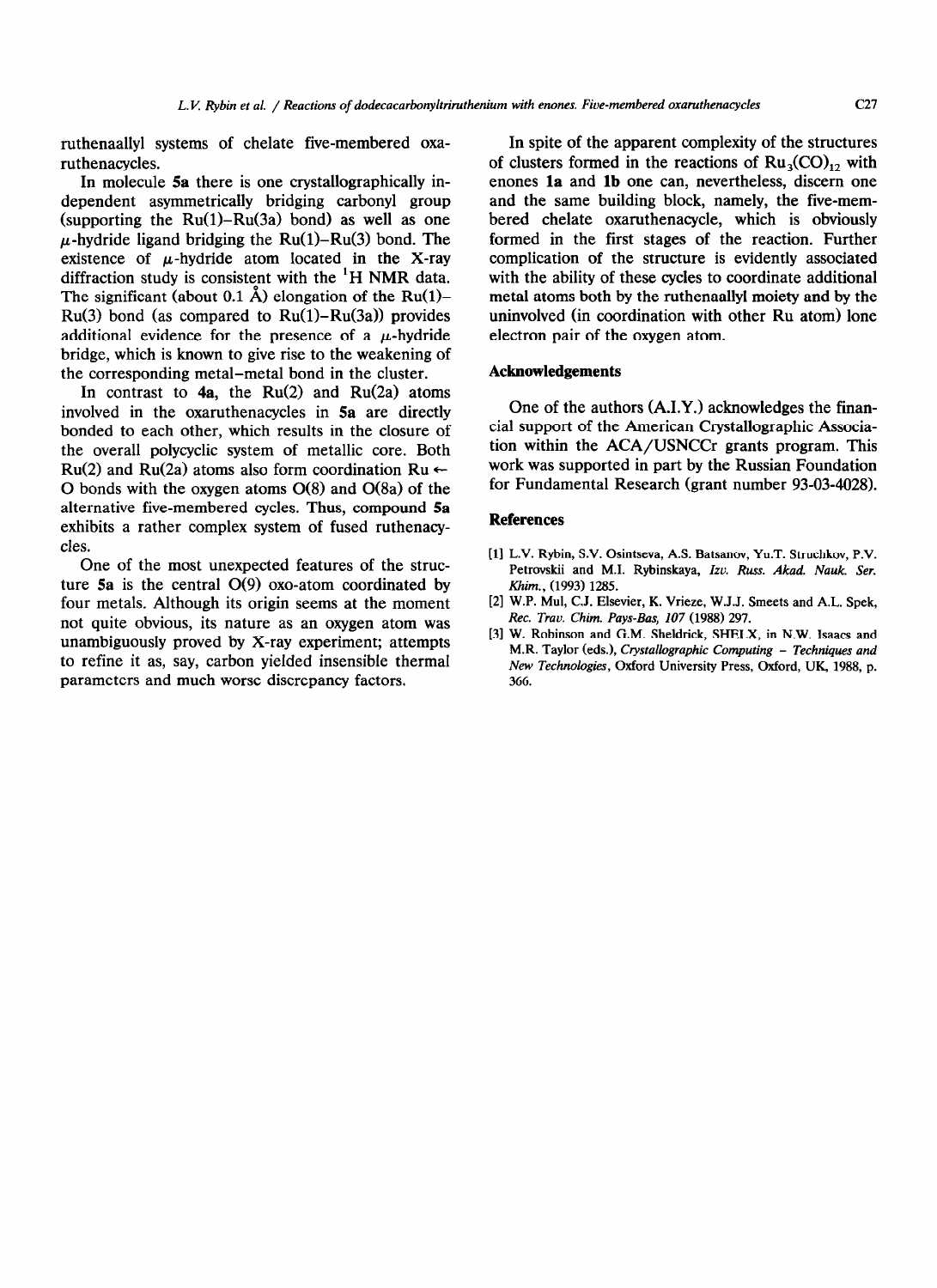ruthenaallyl systems of chelate five-membered oxaruthenacycles.

In molecule **5a** there is one crystallographically independent asymmetrically bridging carbonyl group (supporting the Ru(1)–Ru(3a) bond) as well as one $\mu$-hydride ligand bridging the Ru(1)–Ru(3) bond. The existence of $\mu$-hydride atom located in the X-ray diffraction study is consistent with the $^1$H NMR data. The significant (about 0.1 Å) elongation of the Ru(1)–Ru(3) bond (as compared to Ru(1)–Ru(3a)) provides additional evidence for the presence of a $\mu$-hydride bridge, which is known to give rise to the weakening of the corresponding metal–metal bond in the cluster.

In contrast to **4a**, the Ru(2) and Ru(2a) atoms involved in the oxaruthenacycles in **5a** are directly bonded to each other, which results in the closure of the overall polycyclic system of metallic core. Both Ru(2) and Ru(2a) atoms also form coordination Ru $\leftarrow$ O bonds with the oxygen atoms O(8) and O(8a) of the alternative five-membered cycles. Thus, compound **5a** exhibits a rather complex system of fused ruthenacycles.

One of the most unexpected features of the structure **5a** is the central O(9) oxo-atom coordinated by four metals. Although its origin seems at the moment not quite obvious, its nature as an oxygen atom was unambiguously proved by X-ray experiment; attempts to refine it as, say, carbon yielded insensible thermal parameters and much worse discrepancy factors.

In spite of the apparent complexity of the structures of clusters formed in the reactions of $Ru_3(CO)_{12}$ with enones **1a** and **1b** one can, nevertheless, discern one and the same building block, namely, the five-membered chelate oxaruthenacycle, which is obviously formed in the first stages of the reaction. Further complication of the structure is evidently associated with the ability of these cycles to coordinate additional metal atoms both by the ruthenaallyl moiety and by the uninvolved (in coordination with other Ru atom) lone electron pair of the oxygen atom.

## Acknowledgements

One of the authors (A.I.Y.) acknowledges the financial support of the American Crystallographic Association within the ACA/USNCCr grants program. This work was supported in part by the Russian Foundation for Fundamental Research (grant number 93-03-4028).

## References

[1] L.V. Rybin, S.V. Osintseva, A.S. Batsanov, Yu.T. Struchkov, P.V. Petrovskii and M.I. Rybinskaya, *Izv. Russ. Akad. Nauk. Ser. Khim.*, (1993) 1285.

[2] W.P. Mul, C.J. Elsevier, K. Vrieze, W.J.J. Smeets and A.L. Spek, *Rec. Trav. Chim. Pays-Bas, 107* (1988) 297.

[3] W. Robinson and G.M. Sheldrick, SHELX, in N.W. Isaacs and M.R. Taylor (eds.), *Crystallographic Computing – Techniques and New Technologies*, Oxford University Press, Oxford, UK, 1988, p. 366.